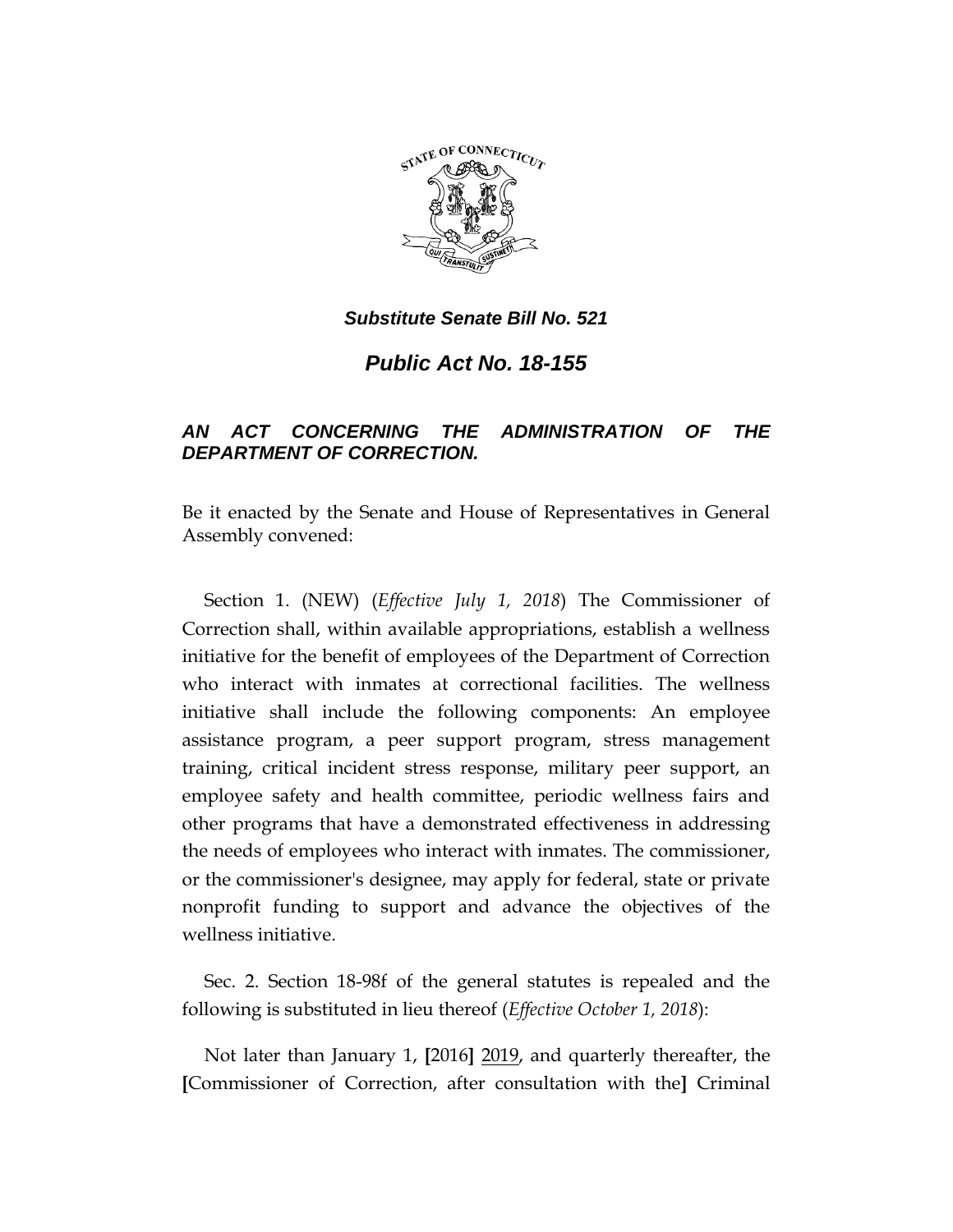***Substitute Senate Bill No. 521***

# ***Public Act No. 18-155***

### ***AN ACT CONCERNING THE ADMINISTRATION OF THE DEPARTMENT OF CORRECTION.***

Be it enacted by the Senate and House of Representatives in General Assembly convened:

Section 1. (NEW) (*Effective July 1, 2018*) The Commissioner of Correction shall, within available appropriations, establish a wellness initiative for the benefit of employees of the Department of Correction who interact with inmates at correctional facilities. The wellness initiative shall include the following components: An employee assistance program, a peer support program, stress management training, critical incident stress response, military peer support, an employee safety and health committee, periodic wellness fairs and other programs that have a demonstrated effectiveness in addressing the needs of employees who interact with inmates. The commissioner, or the commissioner's designee, may apply for federal, state or private nonprofit funding to support and advance the objectives of the wellness initiative.

Sec. 2. Section 18-98f of the general statutes is repealed and the following is substituted in lieu thereof (*Effective October 1, 2018*):

Not later than January 1, **[**2016**]** 2019, and quarterly thereafter, the **[**Commissioner of Correction, after consultation with the**]** Criminal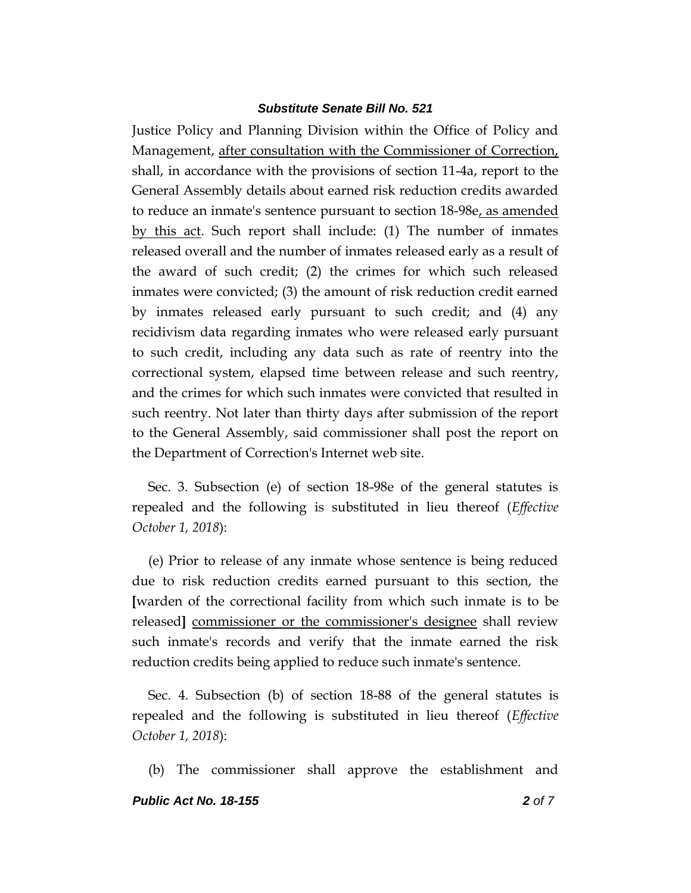Justice Policy and Planning Division within the Office of Policy and Management, <u>after consultation with the Commissioner of Correction,</u> shall, in accordance with the provisions of section 11-4a, report to the General Assembly details about earned risk reduction credits awarded to reduce an inmate's sentence pursuant to section 18-98e<u>, as amended by this act</u>. Such report shall include: (1) The number of inmates released overall and the number of inmates released early as a result of the award of such credit; (2) the crimes for which such released inmates were convicted; (3) the amount of risk reduction credit earned by inmates released early pursuant to such credit; and (4) any recidivism data regarding inmates who were released early pursuant to such credit, including any data such as rate of reentry into the correctional system, elapsed time between release and such reentry, and the crimes for which such inmates were convicted that resulted in such reentry. Not later than thirty days after submission of the report to the General Assembly, said commissioner shall post the report on the Department of Correction's Internet web site.

Sec. 3. Subsection (e) of section 18-98e of the general statutes is repealed and the following is substituted in lieu thereof (*Effective October 1, 2018*):

(e) Prior to release of any inmate whose sentence is being reduced due to risk reduction credits earned pursuant to this section, the **[**warden of the correctional facility from which such inmate is to be released**]** <u>commissioner or the commissioner's designee</u> shall review such inmate's records and verify that the inmate earned the risk reduction credits being applied to reduce such inmate's sentence.

Sec. 4. Subsection (b) of section 18-88 of the general statutes is repealed and the following is substituted in lieu thereof (*Effective October 1, 2018*):

(b) The commissioner shall approve the establishment and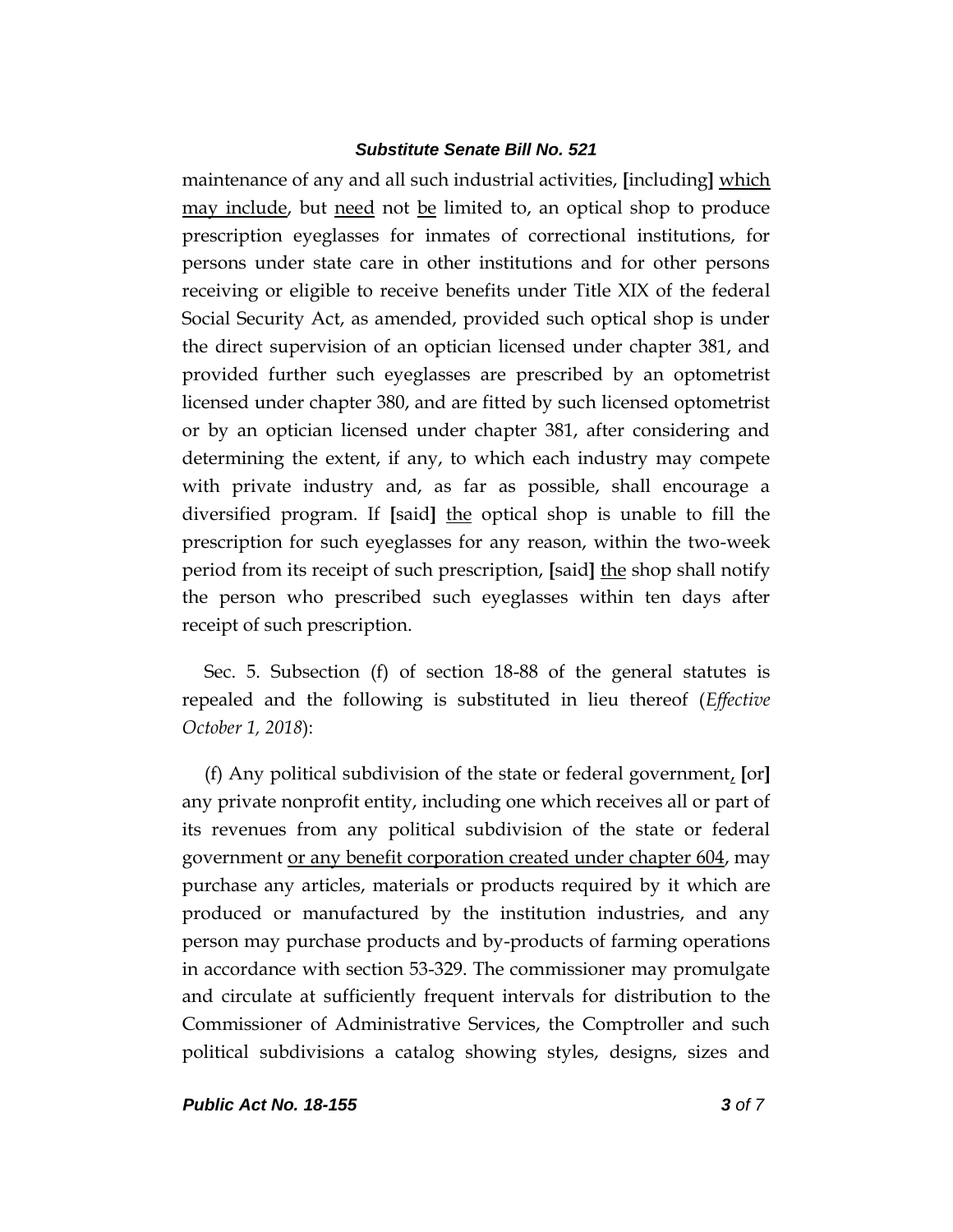maintenance of any and all such industrial activities, **[**including**]** <u>which may include</u>, but <u>need</u> not <u>be</u> limited to, an optical shop to produce prescription eyeglasses for inmates of correctional institutions, for persons under state care in other institutions and for other persons receiving or eligible to receive benefits under Title XIX of the federal Social Security Act, as amended, provided such optical shop is under the direct supervision of an optician licensed under chapter 381, and provided further such eyeglasses are prescribed by an optometrist licensed under chapter 380, and are fitted by such licensed optometrist or by an optician licensed under chapter 381, after considering and determining the extent, if any, to which each industry may compete with private industry and, as far as possible, shall encourage a diversified program. If **[**said**]** <u>the</u> optical shop is unable to fill the prescription for such eyeglasses for any reason, within the two-week period from its receipt of such prescription, **[**said**]** <u>the</u> shop shall notify the person who prescribed such eyeglasses within ten days after receipt of such prescription.

Sec. 5. Subsection (f) of section 18-88 of the general statutes is repealed and the following is substituted in lieu thereof (*Effective October 1, 2018*):

(f) Any political subdivision of the state or federal government<u>,</u> **[**or**]** any private nonprofit entity, including one which receives all or part of its revenues from any political subdivision of the state or federal government <u>or any benefit corporation created under chapter 604</u>, may purchase any articles, materials or products required by it which are produced or manufactured by the institution industries, and any person may purchase products and by-products of farming operations in accordance with section 53-329. The commissioner may promulgate and circulate at sufficiently frequent intervals for distribution to the Commissioner of Administrative Services, the Comptroller and such political subdivisions a catalog showing styles, designs, sizes and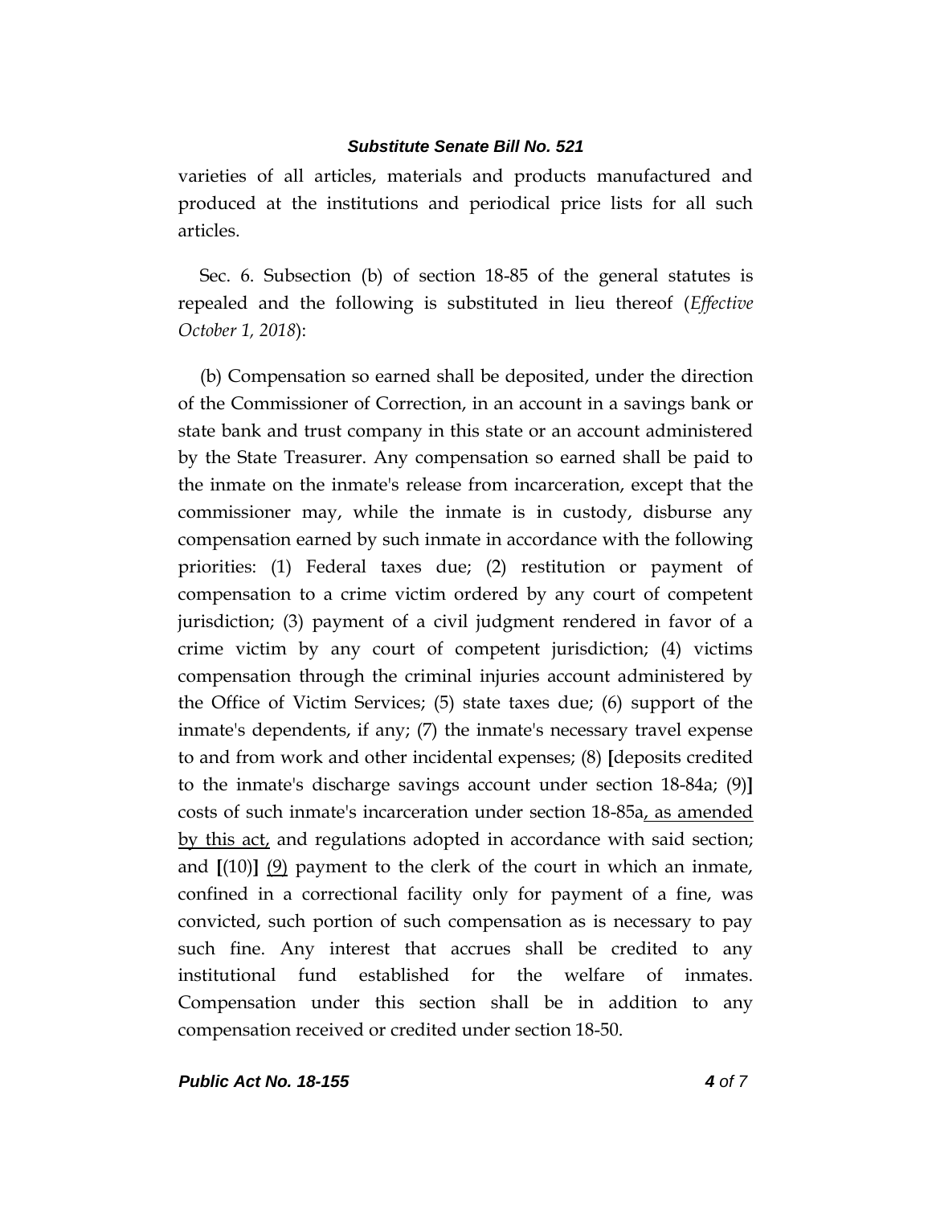varieties of all articles, materials and products manufactured and produced at the institutions and periodical price lists for all such articles.

Sec. 6. Subsection (b) of section 18-85 of the general statutes is repealed and the following is substituted in lieu thereof (*Effective October 1, 2018*):

(b) Compensation so earned shall be deposited, under the direction of the Commissioner of Correction, in an account in a savings bank or state bank and trust company in this state or an account administered by the State Treasurer. Any compensation so earned shall be paid to the inmate on the inmate's release from incarceration, except that the commissioner may, while the inmate is in custody, disburse any compensation earned by such inmate in accordance with the following priorities: (1) Federal taxes due; (2) restitution or payment of compensation to a crime victim ordered by any court of competent jurisdiction; (3) payment of a civil judgment rendered in favor of a crime victim by any court of competent jurisdiction; (4) victims compensation through the criminal injuries account administered by the Office of Victim Services; (5) state taxes due; (6) support of the inmate's dependents, if any; (7) the inmate's necessary travel expense to and from work and other incidental expenses; (8) **[**deposits credited to the inmate's discharge savings account under section 18-84a; (9)**]** costs of such inmate's incarceration under section 18-85a<ins>, as amended by this act,</ins> and regulations adopted in accordance with said section; and **[**(10)**]** <ins>(9)</ins> payment to the clerk of the court in which an inmate, confined in a correctional facility only for payment of a fine, was convicted, such portion of such compensation as is necessary to pay such fine. Any interest that accrues shall be credited to any institutional fund established for the welfare of inmates. Compensation under this section shall be in addition to any compensation received or credited under section 18-50.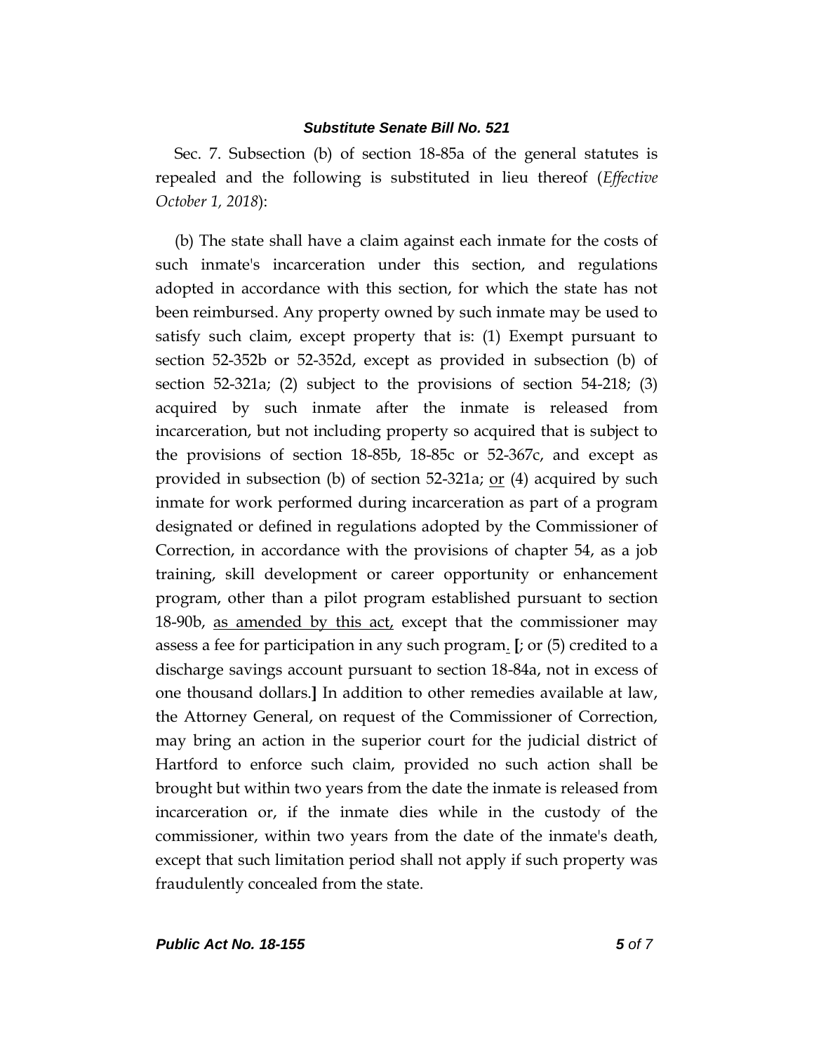Sec. 7. Subsection (b) of section 18-85a of the general statutes is repealed and the following is substituted in lieu thereof (*Effective October 1, 2018*):

(b) The state shall have a claim against each inmate for the costs of such inmate's incarceration under this section, and regulations adopted in accordance with this section, for which the state has not been reimbursed. Any property owned by such inmate may be used to satisfy such claim, except property that is: (1) Exempt pursuant to section 52-352b or 52-352d, except as provided in subsection (b) of section 52-321a; (2) subject to the provisions of section 54-218; (3) acquired by such inmate after the inmate is released from incarceration, but not including property so acquired that is subject to the provisions of section 18-85b, 18-85c or 52-367c, and except as provided in subsection (b) of section 52-321a; <u>or</u> (4) acquired by such inmate for work performed during incarceration as part of a program designated or defined in regulations adopted by the Commissioner of Correction, in accordance with the provisions of chapter 54, as a job training, skill development or career opportunity or enhancement program, other than a pilot program established pursuant to section 18-90b, <u>as amended by this act,</u> except that the commissioner may assess a fee for participation in any such program<u>.</u> **[**; or (5) credited to a discharge savings account pursuant to section 18-84a, not in excess of one thousand dollars.**]** In addition to other remedies available at law, the Attorney General, on request of the Commissioner of Correction, may bring an action in the superior court for the judicial district of Hartford to enforce such claim, provided no such action shall be brought but within two years from the date the inmate is released from incarceration or, if the inmate dies while in the custody of the commissioner, within two years from the date of the inmate's death, except that such limitation period shall not apply if such property was fraudulently concealed from the state.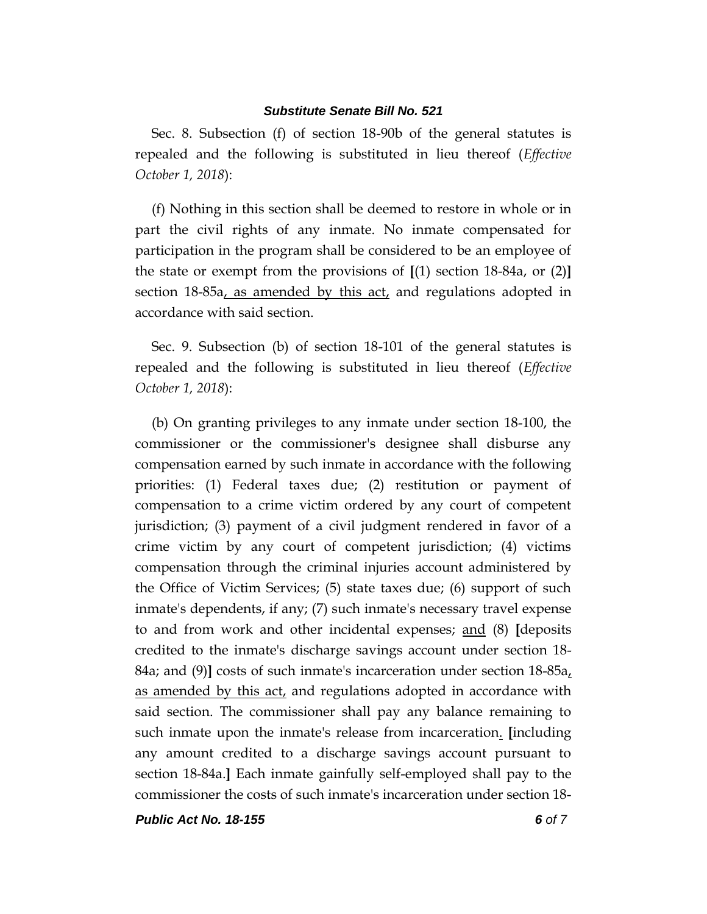Sec. 8. Subsection (f) of section 18-90b of the general statutes is repealed and the following is substituted in lieu thereof (*Effective October 1, 2018*):

(f) Nothing in this section shall be deemed to restore in whole or in part the civil rights of any inmate. No inmate compensated for participation in the program shall be considered to be an employee of the state or exempt from the provisions of **[**(1) section 18-84a, or (2)**]** section 18-85a<u>, as amended by this act,</u> and regulations adopted in accordance with said section.

Sec. 9. Subsection (b) of section 18-101 of the general statutes is repealed and the following is substituted in lieu thereof (*Effective October 1, 2018*):

(b) On granting privileges to any inmate under section 18-100, the commissioner or the commissioner's designee shall disburse any compensation earned by such inmate in accordance with the following priorities: (1) Federal taxes due; (2) restitution or payment of compensation to a crime victim ordered by any court of competent jurisdiction; (3) payment of a civil judgment rendered in favor of a crime victim by any court of competent jurisdiction; (4) victims compensation through the criminal injuries account administered by the Office of Victim Services; (5) state taxes due; (6) support of such inmate's dependents, if any; (7) such inmate's necessary travel expense to and from work and other incidental expenses; <u>and</u> (8) **[**deposits credited to the inmate's discharge savings account under section 18-84a; and (9)**]** costs of such inmate's incarceration under section 18-85a<u>, as amended by this act,</u> and regulations adopted in accordance with said section. The commissioner shall pay any balance remaining to such inmate upon the inmate's release from incarceration<u>.</u> **[**including any amount credited to a discharge savings account pursuant to section 18-84a.**]** Each inmate gainfully self-employed shall pay to the commissioner the costs of such inmate's incarceration under section 18-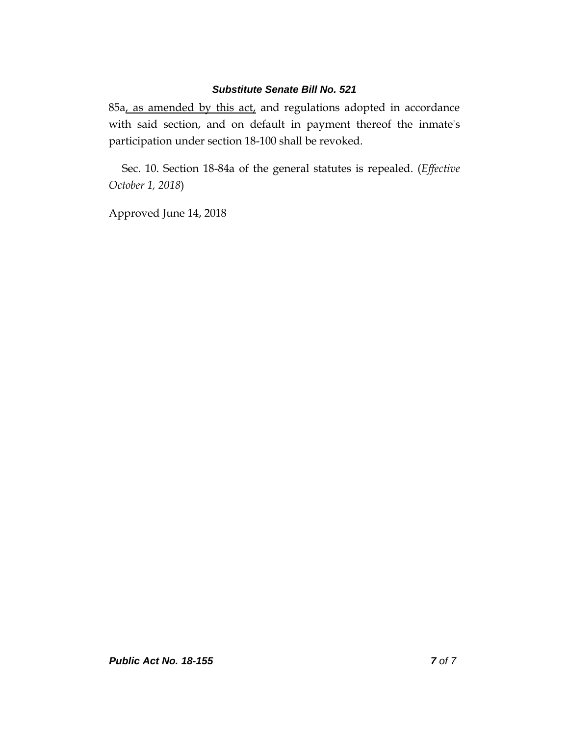85a, as amended by this act, and regulations adopted in accordance with said section, and on default in payment thereof the inmate's participation under section 18-100 shall be revoked.

Sec. 10. Section 18-84a of the general statutes is repealed. (*Effective October 1, 2018*)

Approved June 14, 2018